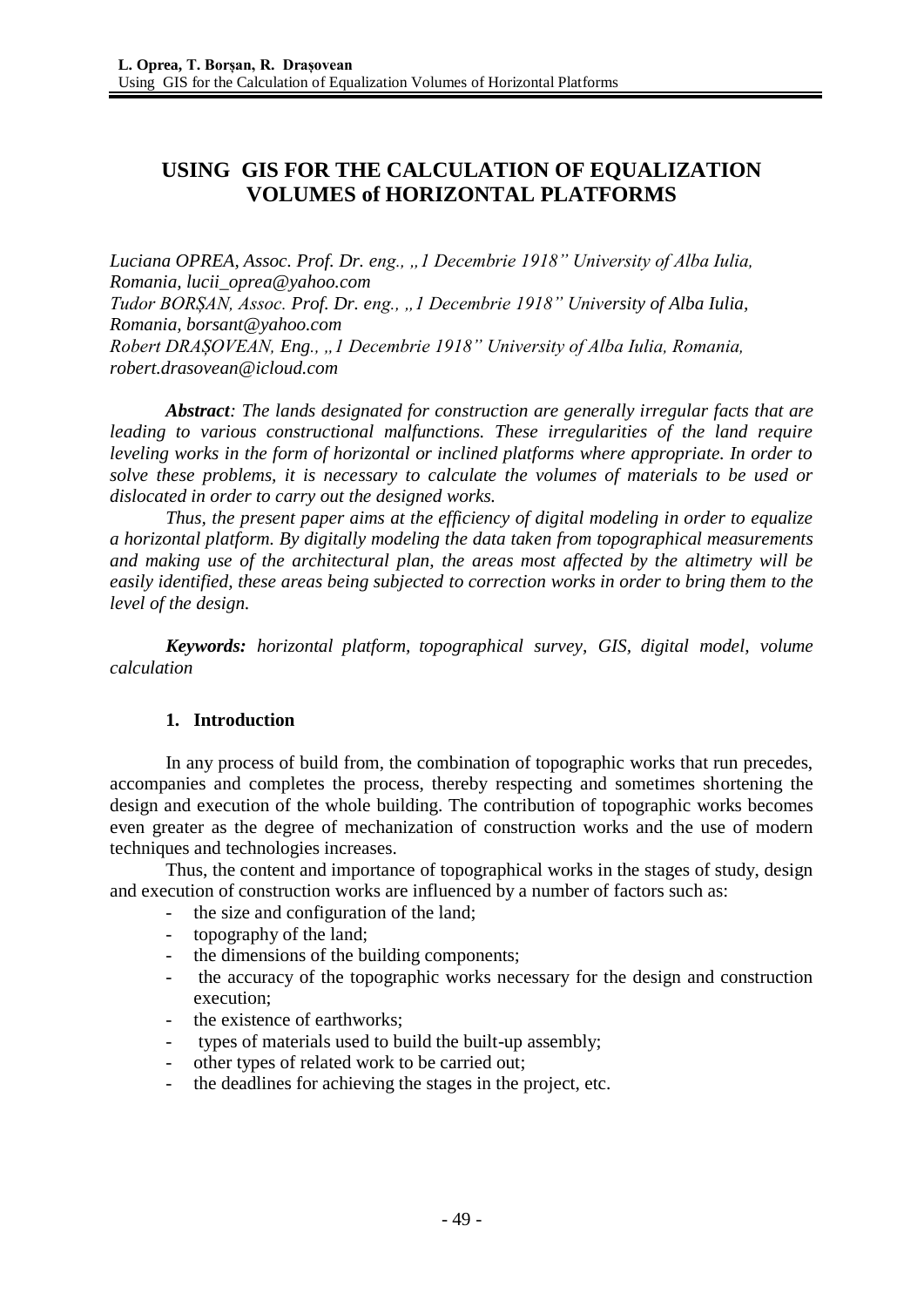# USING GIS FOR THE CALCULATION OF EQUALIZATION VOLUMES of HORIZONTAL PLATFORMS

*Luciana OPREA, Assoc. Prof. Dr. eng., „1 Decembrie 1918" University of Alba Iulia, Romania, lucii_oprea@yahoo.com*
*Tudor BORȘAN, Assoc. Prof. Dr. eng., „1 Decembrie 1918" University of Alba Iulia, Romania, borsant@yahoo.com*
*Robert DRAȘOVEAN, Eng., „1 Decembrie 1918" University of Alba Iulia, Romania, robert.drasovean@icloud.com*

***Abstract****: The lands designated for construction are generally irregular facts that are leading to various constructional malfunctions. These irregularities of the land require leveling works in the form of horizontal or inclined platforms where appropriate. In order to solve these problems, it is necessary to calculate the volumes of materials to be used or dislocated in order to carry out the designed works.*

*Thus, the present paper aims at the efficiency of digital modeling in order to equalize a horizontal platform. By digitally modeling the data taken from topographical measurements and making use of the architectural plan, the areas most affected by the altimetry will be easily identified, these areas being subjected to correction works in order to bring them to the level of the design.*

***Keywords:*** *horizontal platform, topographical survey, GIS, digital model, volume calculation*

## 1. Introduction

In any process of build from, the combination of topographic works that run precedes, accompanies and completes the process, thereby respecting and sometimes shortening the design and execution of the whole building. The contribution of topographic works becomes even greater as the degree of mechanization of construction works and the use of modern techniques and technologies increases.

Thus, the content and importance of topographical works in the stages of study, design and execution of construction works are influenced by a number of factors such as:

- the size and configuration of the land;
- topography of the land;
- the dimensions of the building components;
- the accuracy of the topographic works necessary for the design and construction execution;
- the existence of earthworks;
- types of materials used to build the built-up assembly;
- other types of related work to be carried out;
- the deadlines for achieving the stages in the project, etc.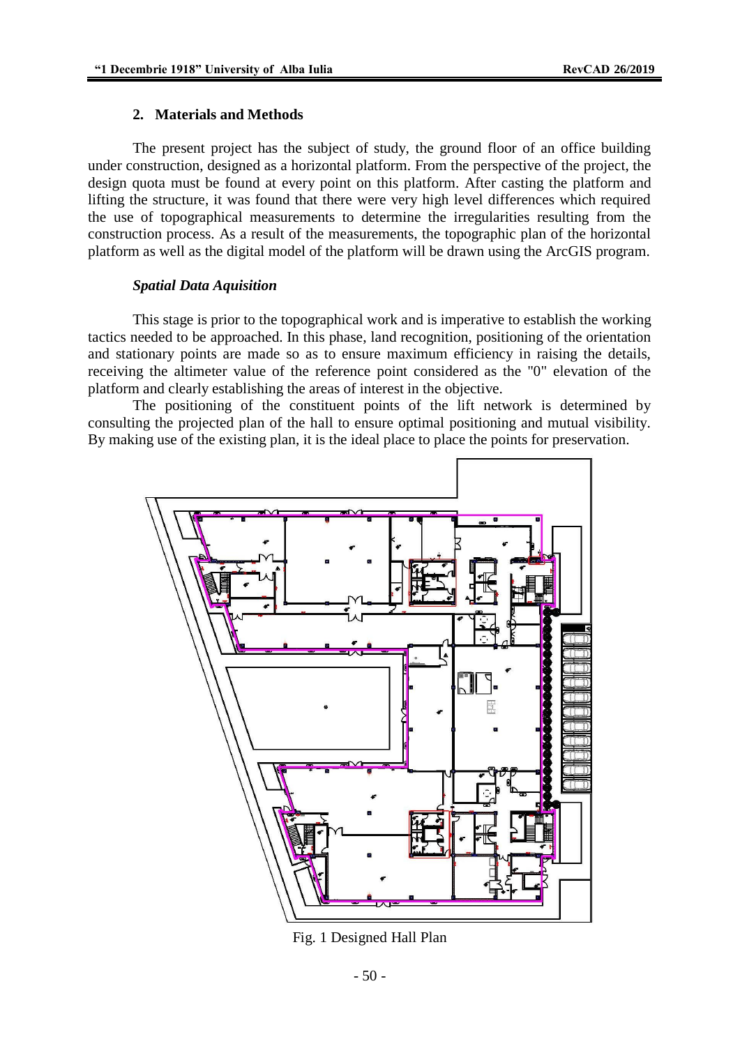## 2. Materials and Methods

The present project has the subject of study, the ground floor of an office building under construction, designed as a horizontal platform. From the perspective of the project, the design quota must be found at every point on this platform. After casting the platform and lifting the structure, it was found that there were very high level differences which required the use of topographical measurements to determine the irregularities resulting from the construction process. As a result of the measurements, the topographic plan of the horizontal platform as well as the digital model of the platform will be drawn using the ArcGIS program.

### *Spatial Data Aquisition*

This stage is prior to the topographical work and is imperative to establish the working tactics needed to be approached. In this phase, land recognition, positioning of the orientation and stationary points are made so as to ensure maximum efficiency in raising the details, receiving the altimeter value of the reference point considered as the "0" elevation of the platform and clearly establishing the areas of interest in the objective.

The positioning of the constituent points of the lift network is determined by consulting the projected plan of the hall to ensure optimal positioning and mutual visibility. By making use of the existing plan, it is the ideal place to place the points for preservation.

Fig. 1 Designed Hall Plan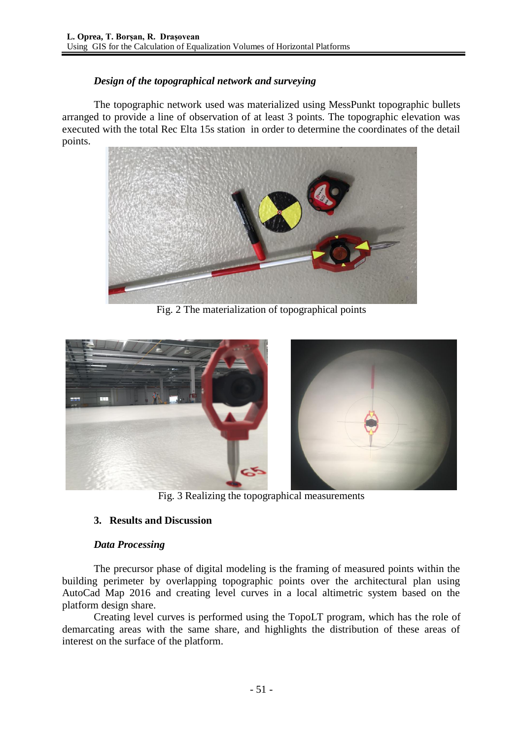### *Design of the topographical network and surveying*

The topographic network used was materialized using MessPunkt topographic bullets arranged to provide a line of observation of at least 3 points. The topographic elevation was executed with the total Rec Elta 15s station in order to determine the coordinates of the detail points.

Fig. 2 The materialization of topographical points

Fig. 3 Realizing the topographical measurements

## 3. Results and Discussion

### *Data Processing*

The precursor phase of digital modeling is the framing of measured points within the building perimeter by overlapping topographic points over the architectural plan using AutoCad Map 2016 and creating level curves in a local altimetric system based on the platform design share.

Creating level curves is performed using the TopoLT program, which has the role of demarcating areas with the same share, and highlights the distribution of these areas of interest on the surface of the platform.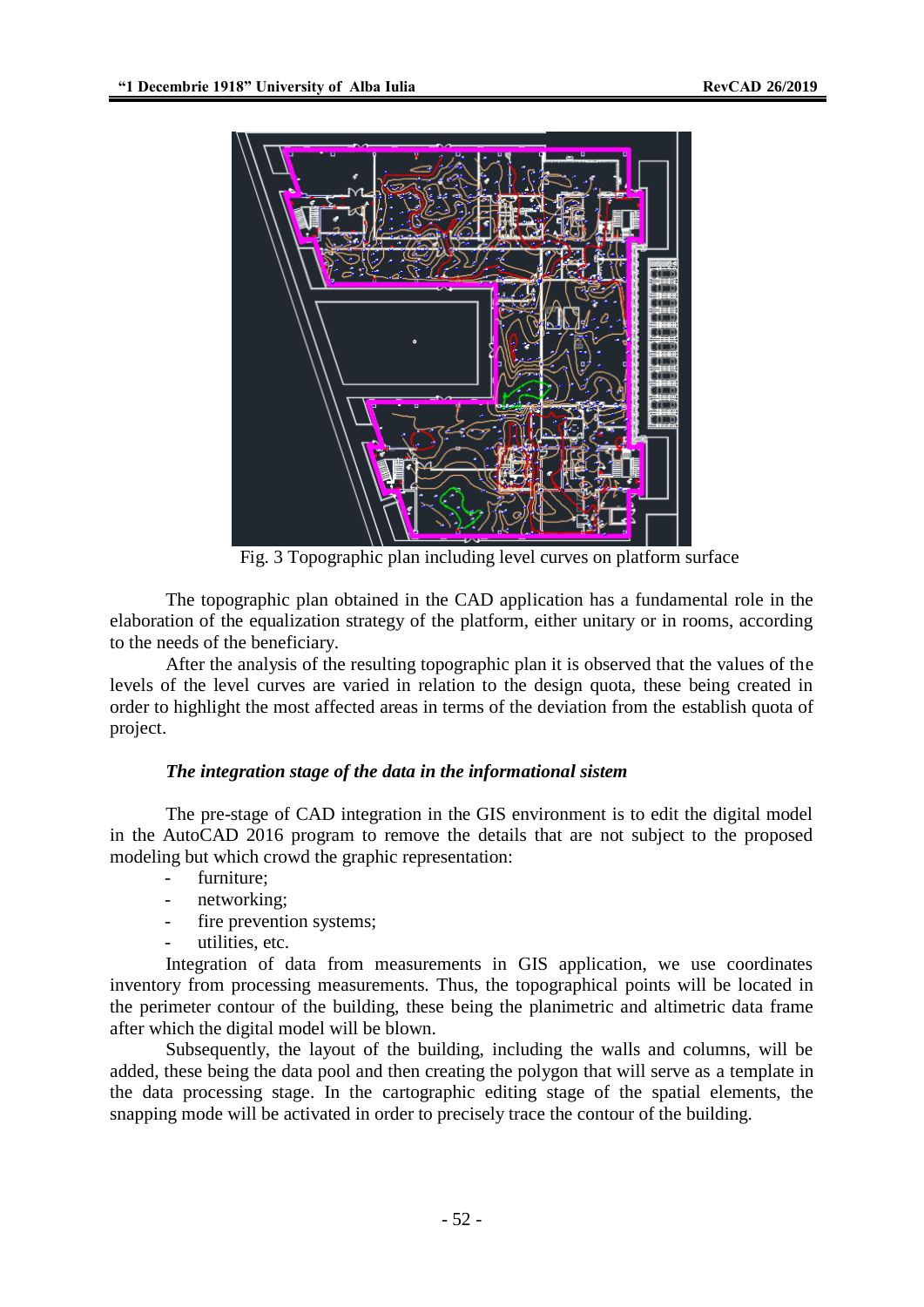Fig. 3 Topographic plan including level curves on platform surface

The topographic plan obtained in the CAD application has a fundamental role in the elaboration of the equalization strategy of the platform, either unitary or in rooms, according to the needs of the beneficiary.

After the analysis of the resulting topographic plan it is observed that the values of the levels of the level curves are varied in relation to the design quota, these being created in order to highlight the most affected areas in terms of the deviation from the establish quota of project.

### *The integration stage of the data in the informational sistem*

The pre-stage of CAD integration in the GIS environment is to edit the digital model in the AutoCAD 2016 program to remove the details that are not subject to the proposed modeling but which crowd the graphic representation:

- furniture;
- networking;
- fire prevention systems;
- utilities, etc.

Integration of data from measurements in GIS application, we use coordinates inventory from processing measurements. Thus, the topographical points will be located in the perimeter contour of the building, these being the planimetric and altimetric data frame after which the digital model will be blown.

Subsequently, the layout of the building, including the walls and columns, will be added, these being the data pool and then creating the polygon that will serve as a template in the data processing stage. In the cartographic editing stage of the spatial elements, the snapping mode will be activated in order to precisely trace the contour of the building.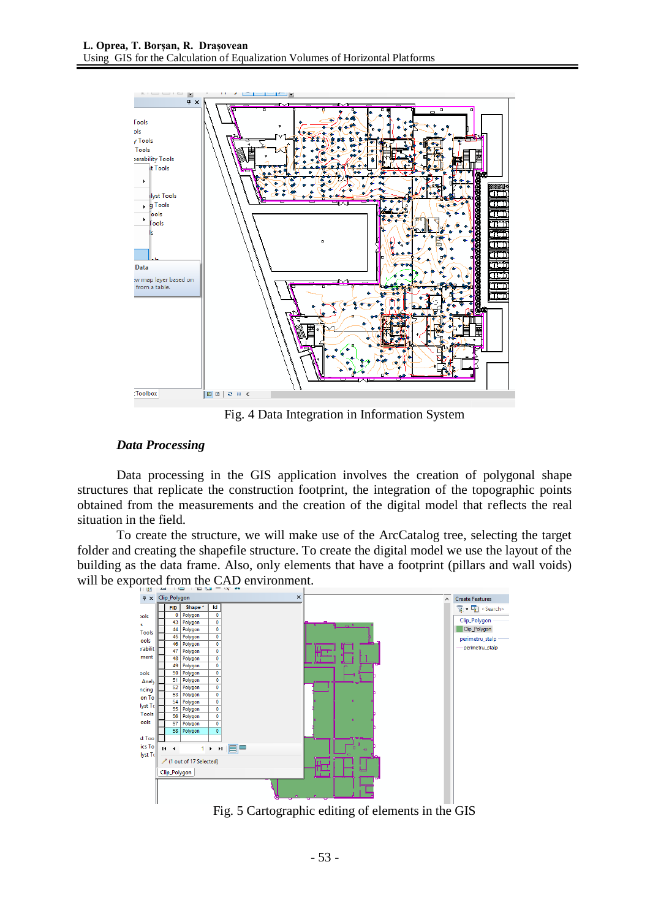Fig. 4 Data Integration in Information System

### *Data Processing*

Data processing in the GIS application involves the creation of polygonal shape structures that replicate the construction footprint, the integration of the topographic points obtained from the measurements and the creation of the digital model that reflects the real situation in the field.

To create the structure, we will make use of the ArcCatalog tree, selecting the target folder and creating the shapefile structure. To create the digital model we use the layout of the building as the data frame. Also, only elements that have a footprint (pillars and wall voids) will be exported from the CAD environment.

Fig. 5 Cartographic editing of elements in the GIS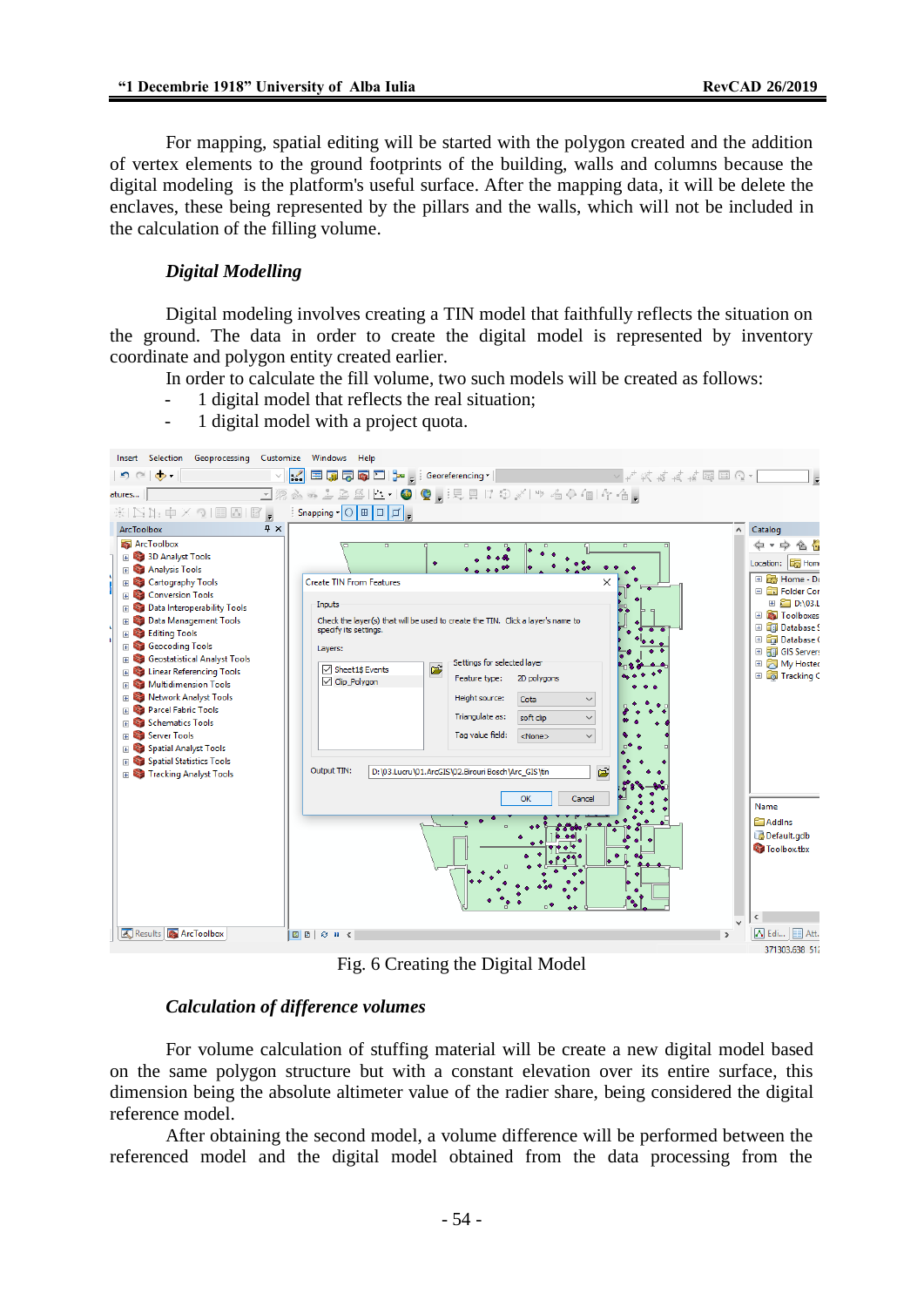For mapping, spatial editing will be started with the polygon created and the addition of vertex elements to the ground footprints of the building, walls and columns because the digital modeling is the platform's useful surface. After the mapping data, it will be delete the enclaves, these being represented by the pillars and the walls, which will not be included in the calculation of the filling volume.

### *Digital Modelling*

Digital modeling involves creating a TIN model that faithfully reflects the situation on the ground. The data in order to create the digital model is represented by inventory coordinate and polygon entity created earlier.

In order to calculate the fill volume, two such models will be created as follows:

- 1 digital model that reflects the real situation;
- 1 digital model with a project quota.

Fig. 6 Creating the Digital Model

### *Calculation of difference volumes*

For volume calculation of stuffing material will be create a new digital model based on the same polygon structure but with a constant elevation over its entire surface, this dimension being the absolute altimeter value of the radier share, being considered the digital reference model.

After obtaining the second model, a volume difference will be performed between the referenced model and the digital model obtained from the data processing from the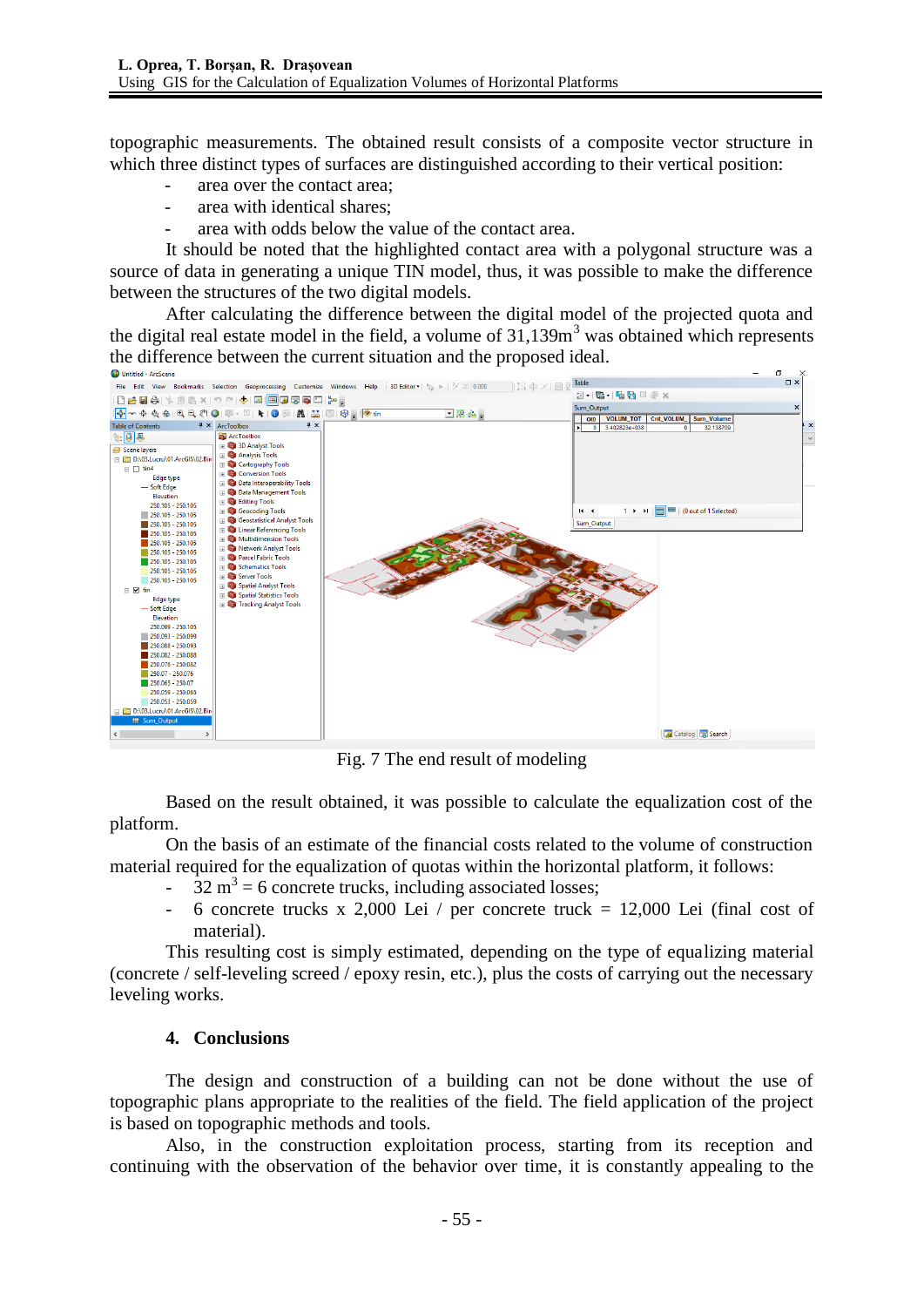topographic measurements. The obtained result consists of a composite vector structure in which three distinct types of surfaces are distinguished according to their vertical position:

- area over the contact area;
- area with identical shares;
- area with odds below the value of the contact area.

It should be noted that the highlighted contact area with a polygonal structure was a source of data in generating a unique TIN model, thus, it was possible to make the difference between the structures of the two digital models.

After calculating the difference between the digital model of the projected quota and the digital real estate model in the field, a volume of 31,139m$^3$ was obtained which represents the difference between the current situation and the proposed ideal.

Fig. 7 The end result of modeling

Based on the result obtained, it was possible to calculate the equalization cost of the platform.

On the basis of an estimate of the financial costs related to the volume of construction material required for the equalization of quotas within the horizontal platform, it follows:

- 32 m$^3$ = 6 concrete trucks, including associated losses;
- 6 concrete trucks x 2,000 Lei / per concrete truck = 12,000 Lei (final cost of material).

This resulting cost is simply estimated, depending on the type of equalizing material (concrete / self-leveling screed / epoxy resin, etc.), plus the costs of carrying out the necessary leveling works.

## 4. Conclusions

The design and construction of a building can not be done without the use of topographic plans appropriate to the realities of the field. The field application of the project is based on topographic methods and tools.

Also, in the construction exploitation process, starting from its reception and continuing with the observation of the behavior over time, it is constantly appealing to the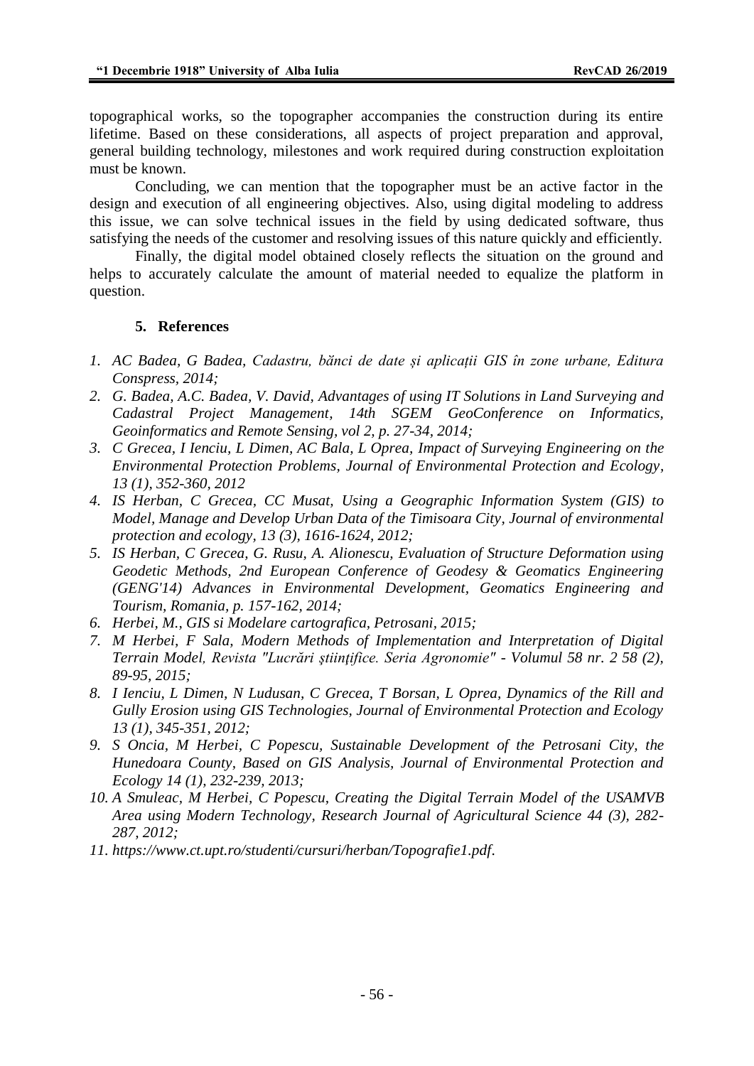topographical works, so the topographer accompanies the construction during its entire lifetime. Based on these considerations, all aspects of project preparation and approval, general building technology, milestones and work required during construction exploitation must be known.

Concluding, we can mention that the topographer must be an active factor in the design and execution of all engineering objectives. Also, using digital modeling to address this issue, we can solve technical issues in the field by using dedicated software, thus satisfying the needs of the customer and resolving issues of this nature quickly and efficiently.

Finally, the digital model obtained closely reflects the situation on the ground and helps to accurately calculate the amount of material needed to equalize the platform in question.

## 5. References

1. *AC Badea, G Badea, Cadastru, bănci de date și aplicații GIS în zone urbane, Editura Conspress, 2014;*
2. *G. Badea, A.C. Badea, V. David, Advantages of using IT Solutions in Land Surveying and Cadastral Project Management, 14th SGEM GeoConference on Informatics, Geoinformatics and Remote Sensing, vol 2, p. 27-34, 2014;*
3. *C Grecea, I Ienciu, L Dimen, AC Bala, L Oprea, Impact of Surveying Engineering on the Environmental Protection Problems, Journal of Environmental Protection and Ecology, 13 (1), 352-360, 2012*
4. *IS Herban, C Grecea, CC Musat, Using a Geographic Information System (GIS) to Model, Manage and Develop Urban Data of the Timisoara City, Journal of environmental protection and ecology, 13 (3), 1616-1624, 2012;*
5. *IS Herban, C Grecea, G. Rusu, A. Alionescu, Evaluation of Structure Deformation using Geodetic Methods, 2nd European Conference of Geodesy & Geomatics Engineering (GENG'14) Advances in Environmental Development, Geomatics Engineering and Tourism, Romania, p. 157-162, 2014;*
6. *Herbei, M., GIS si Modelare cartografica, Petrosani, 2015;*
7. *M Herbei, F Sala, Modern Methods of Implementation and Interpretation of Digital Terrain Model, Revista "Lucrări ştiinţifice. Seria Agronomie" - Volumul 58 nr. 2 58 (2), 89-95, 2015;*
8. *I Ienciu, L Dimen, N Ludusan, C Grecea, T Borsan, L Oprea, Dynamics of the Rill and Gully Erosion using GIS Technologies, Journal of Environmental Protection and Ecology 13 (1), 345-351, 2012;*
9. *S Oncia, M Herbei, C Popescu, Sustainable Development of the Petrosani City, the Hunedoara County, Based on GIS Analysis, Journal of Environmental Protection and Ecology 14 (1), 232-239, 2013;*
10. *A Smuleac, M Herbei, C Popescu, Creating the Digital Terrain Model of the USAMVB Area using Modern Technology, Research Journal of Agricultural Science 44 (3), 282-287, 2012;*
11. *https://www.ct.upt.ro/studenti/cursuri/herban/Topografie1.pdf.*